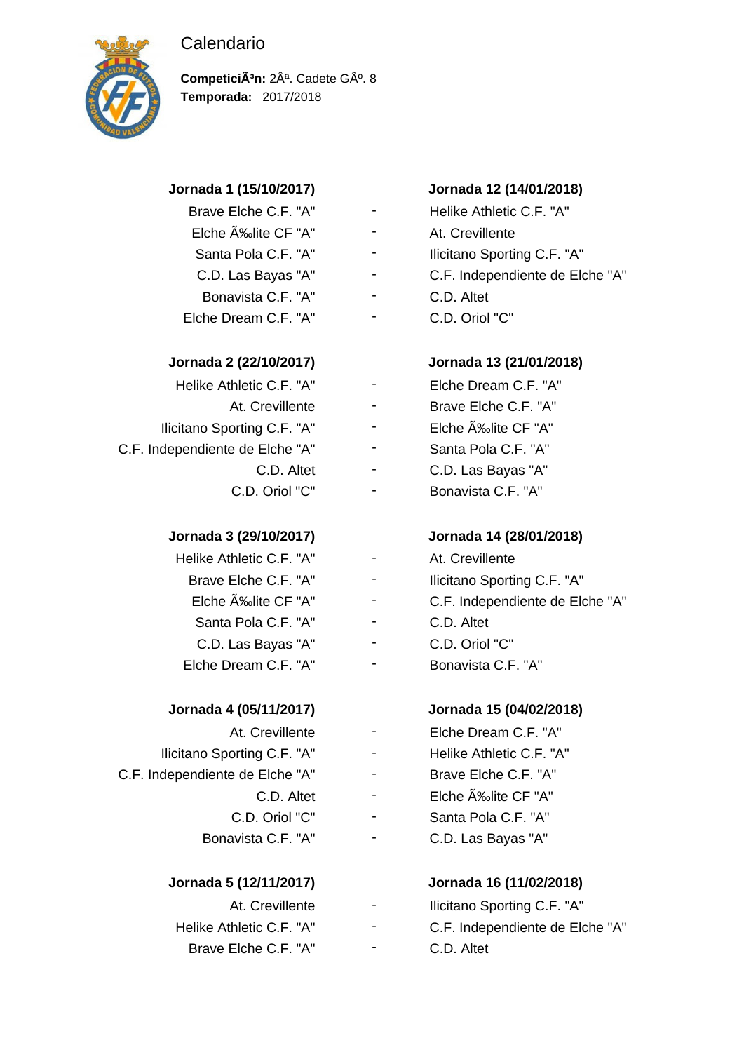# Calendario

**CompeticiÃ³n:** 2Âª. Cadete GÂº. 8
**Temporada:** 2017/2018

### Jornada 1 (15/10/2017)

| Local | | Visitante |
|---|---|---|
| Brave Elche C.F. "A" | - | Helike Athletic C.F. "A" |
| Elche Ã‰lite CF "A" | - | At. Crevillente |
| Santa Pola C.F. "A" | - | Ilicitano Sporting C.F. "A" |
| C.D. Las Bayas "A" | - | C.F. Independiente de Elche "A" |
| Bonavista C.F. "A" | - | C.D. Altet |
| Elche Dream C.F. "A" | - | C.D. Oriol "C" |

### Jornada 2 (22/10/2017)

| Local | | Visitante |
|---|---|---|
| Helike Athletic C.F. "A" | - | Elche Dream C.F. "A" |
| At. Crevillente | - | Brave Elche C.F. "A" |
| Ilicitano Sporting C.F. "A" | - | Elche Ã‰lite CF "A" |
| C.F. Independiente de Elche "A" | - | Santa Pola C.F. "A" |
| C.D. Altet | - | C.D. Las Bayas "A" |
| C.D. Oriol "C" | - | Bonavista C.F. "A" |

### Jornada 3 (29/10/2017)

| Local | | Visitante |
|---|---|---|
| Helike Athletic C.F. "A" | - | At. Crevillente |
| Brave Elche C.F. "A" | - | Ilicitano Sporting C.F. "A" |
| Elche Ã‰lite CF "A" | - | C.F. Independiente de Elche "A" |
| Santa Pola C.F. "A" | - | C.D. Altet |
| C.D. Las Bayas "A" | - | C.D. Oriol "C" |
| Elche Dream C.F. "A" | - | Bonavista C.F. "A" |

### Jornada 4 (05/11/2017)

| Local | | Visitante |
|---|---|---|
| At. Crevillente | - | Elche Dream C.F. "A" |
| Ilicitano Sporting C.F. "A" | - | Helike Athletic C.F. "A" |
| C.F. Independiente de Elche "A" | - | Brave Elche C.F. "A" |
| C.D. Altet | - | Elche Ã‰lite CF "A" |
| C.D. Oriol "C" | - | Santa Pola C.F. "A" |
| Bonavista C.F. "A" | - | C.D. Las Bayas "A" |

### Jornada 5 (12/11/2017)

| Local | | Visitante |
|---|---|---|
| At. Crevillente | - | Ilicitano Sporting C.F. "A" |
| Helike Athletic C.F. "A" | - | C.F. Independiente de Elche "A" |
| Brave Elche C.F. "A" | - | C.D. Altet |

### Jornada 12 (14/01/2018)

| Local | | Visitante |
|---|---|---|
| Helike Athletic C.F. "A" | - | Brave Elche C.F. "A" |
| At. Crevillente | - | Elche Ã‰lite CF "A" |
| Ilicitano Sporting C.F. "A" | - | Santa Pola C.F. "A" |
| C.F. Independiente de Elche "A" | - | C.D. Las Bayas "A" |
| C.D. Altet | - | Bonavista C.F. "A" |
| C.D. Oriol "C" | - | Elche Dream C.F. "A" |

### Jornada 13 (21/01/2018)

| Local | | Visitante |
|---|---|---|
| Elche Dream C.F. "A" | - | Helike Athletic C.F. "A" |
| Brave Elche C.F. "A" | - | At. Crevillente |
| Elche Ã‰lite CF "A" | - | Ilicitano Sporting C.F. "A" |
| Santa Pola C.F. "A" | - | C.F. Independiente de Elche "A" |
| C.D. Las Bayas "A" | - | C.D. Altet |
| Bonavista C.F. "A" | - | C.D. Oriol "C" |

### Jornada 14 (28/01/2018)

| Local | | Visitante |
|---|---|---|
| At. Crevillente | - | Helike Athletic C.F. "A" |
| Ilicitano Sporting C.F. "A" | - | Brave Elche C.F. "A" |
| C.F. Independiente de Elche "A" | - | Elche Ã‰lite CF "A" |
| C.D. Altet | - | Santa Pola C.F. "A" |
| C.D. Oriol "C" | - | C.D. Las Bayas "A" |
| Bonavista C.F. "A" | - | Elche Dream C.F. "A" |

### Jornada 15 (04/02/2018)

| Local | | Visitante |
|---|---|---|
| Elche Dream C.F. "A" | - | At. Crevillente |
| Helike Athletic C.F. "A" | - | Ilicitano Sporting C.F. "A" |
| Brave Elche C.F. "A" | - | C.F. Independiente de Elche "A" |
| Elche Ã‰lite CF "A" | - | C.D. Altet |
| Santa Pola C.F. "A" | - | C.D. Oriol "C" |
| C.D. Las Bayas "A" | - | Bonavista C.F. "A" |

### Jornada 16 (11/02/2018)

| Local | | Visitante |
|---|---|---|
| Ilicitano Sporting C.F. "A" | - | At. Crevillente |
| C.F. Independiente de Elche "A" | - | Helike Athletic C.F. "A" |
| C.D. Altet | - | Brave Elche C.F. "A" |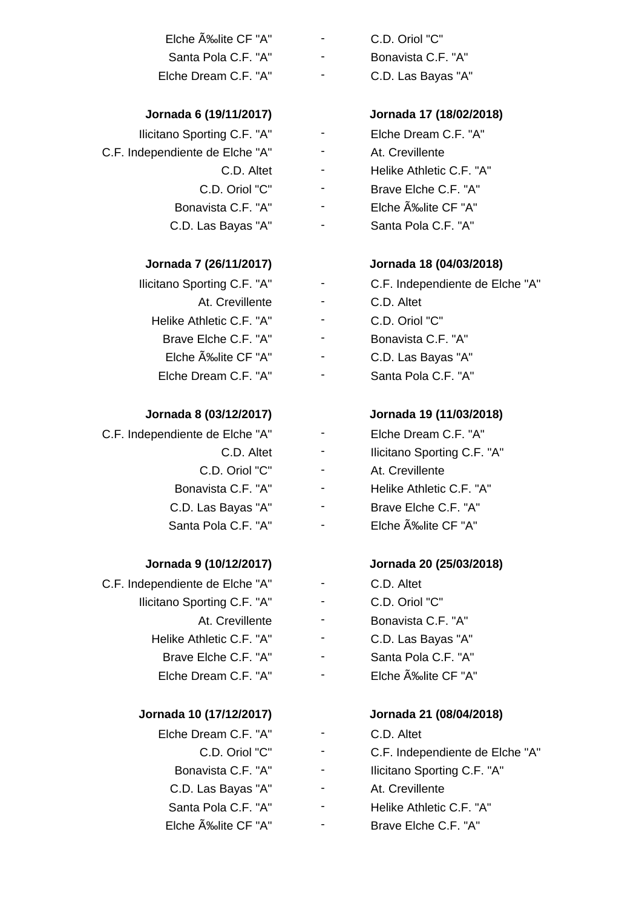| | | |
|---:|:---:|:---|
| Elche Ã‰lite CF "A" | - | C.D. Oriol "C" |
| Santa Pola C.F. "A" | - | Bonavista C.F. "A" |
| Elche Dream C.F. "A" | - | C.D. Las Bayas "A" |

**Jornada 6 (19/11/2017)** — **Jornada 17 (18/02/2018)**

| | | |
|---:|:---:|:---|
| Ilicitano Sporting C.F. "A" | - | Elche Dream C.F. "A" |
| C.F. Independiente de Elche "A" | - | At. Crevillente |
| C.D. Altet | - | Helike Athletic C.F. "A" |
| C.D. Oriol "C" | - | Brave Elche C.F. "A" |
| Bonavista C.F. "A" | - | Elche Ã‰lite CF "A" |
| C.D. Las Bayas "A" | - | Santa Pola C.F. "A" |

**Jornada 7 (26/11/2017)** — **Jornada 18 (04/03/2018)**

| | | |
|---:|:---:|:---|
| Ilicitano Sporting C.F. "A" | - | C.F. Independiente de Elche "A" |
| At. Crevillente | - | C.D. Altet |
| Helike Athletic C.F. "A" | - | C.D. Oriol "C" |
| Brave Elche C.F. "A" | - | Bonavista C.F. "A" |
| Elche Ã‰lite CF "A" | - | C.D. Las Bayas "A" |
| Elche Dream C.F. "A" | - | Santa Pola C.F. "A" |

**Jornada 8 (03/12/2017)** — **Jornada 19 (11/03/2018)**

| | | |
|---:|:---:|:---|
| C.F. Independiente de Elche "A" | - | Elche Dream C.F. "A" |
| C.D. Altet | - | Ilicitano Sporting C.F. "A" |
| C.D. Oriol "C" | - | At. Crevillente |
| Bonavista C.F. "A" | - | Helike Athletic C.F. "A" |
| C.D. Las Bayas "A" | - | Brave Elche C.F. "A" |
| Santa Pola C.F. "A" | - | Elche Ã‰lite CF "A" |

**Jornada 9 (10/12/2017)** — **Jornada 20 (25/03/2018)**

| | | |
|---:|:---:|:---|
| C.F. Independiente de Elche "A" | - | C.D. Altet |
| Ilicitano Sporting C.F. "A" | - | C.D. Oriol "C" |
| At. Crevillente | - | Bonavista C.F. "A" |
| Helike Athletic C.F. "A" | - | C.D. Las Bayas "A" |
| Brave Elche C.F. "A" | - | Santa Pola C.F. "A" |
| Elche Dream C.F. "A" | - | Elche Ã‰lite CF "A" |

**Jornada 10 (17/12/2017)** — **Jornada 21 (08/04/2018)**

| | | |
|---:|:---:|:---|
| Elche Dream C.F. "A" | - | C.D. Altet |
| C.D. Oriol "C" | - | C.F. Independiente de Elche "A" |
| Bonavista C.F. "A" | - | Ilicitano Sporting C.F. "A" |
| C.D. Las Bayas "A" | - | At. Crevillente |
| Santa Pola C.F. "A" | - | Helike Athletic C.F. "A" |
| Elche Ã‰lite CF "A" | - | Brave Elche C.F. "A" |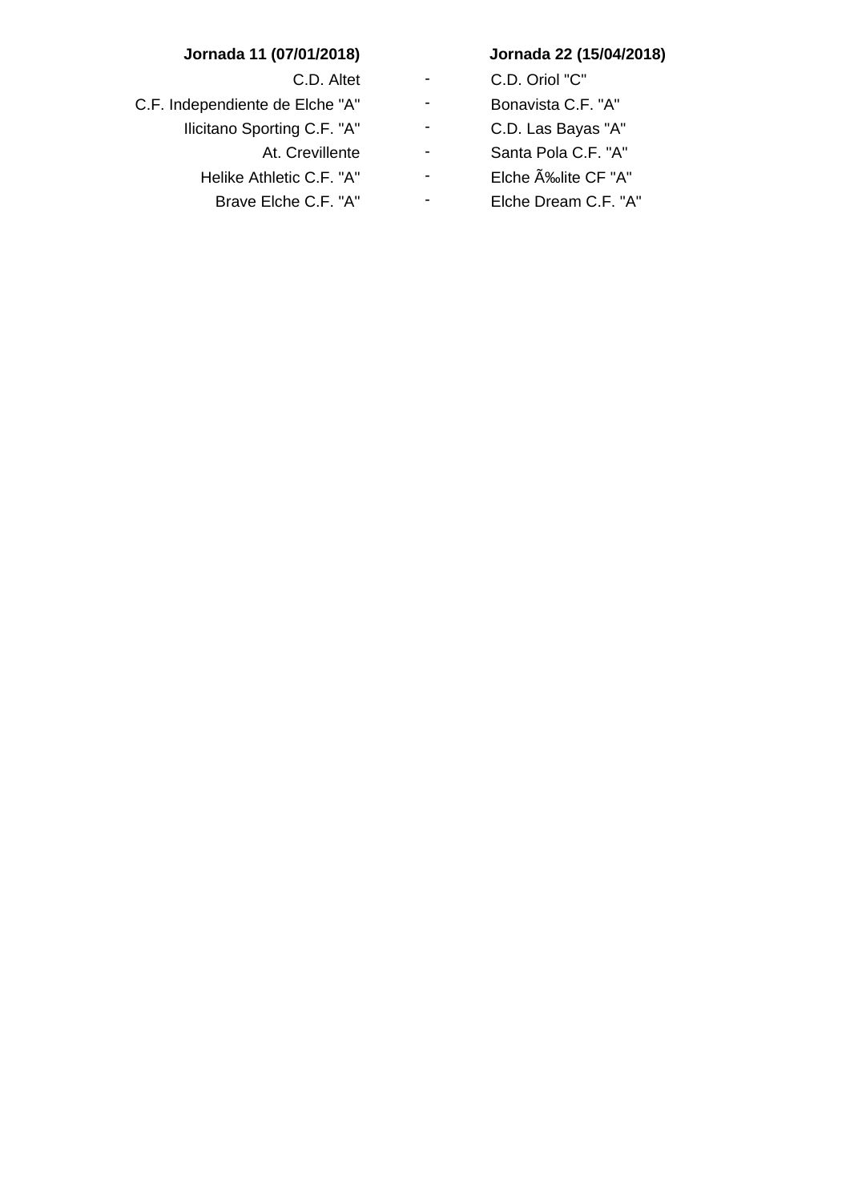| Jornada 11 (07/01/2018) | | Jornada 22 (15/04/2018) |
| --- | --- | --- |
| C.D. Altet | - | C.D. Oriol "C" |
| C.F. Independiente de Elche "A" | - | Bonavista C.F. "A" |
| Ilicitano Sporting C.F. "A" | - | C.D. Las Bayas "A" |
| At. Crevillente | - | Santa Pola C.F. "A" |
| Helike Athletic C.F. "A" | - | Elche Ã‰lite CF "A" |
| Brave Elche C.F. "A" | - | Elche Dream C.F. "A" |